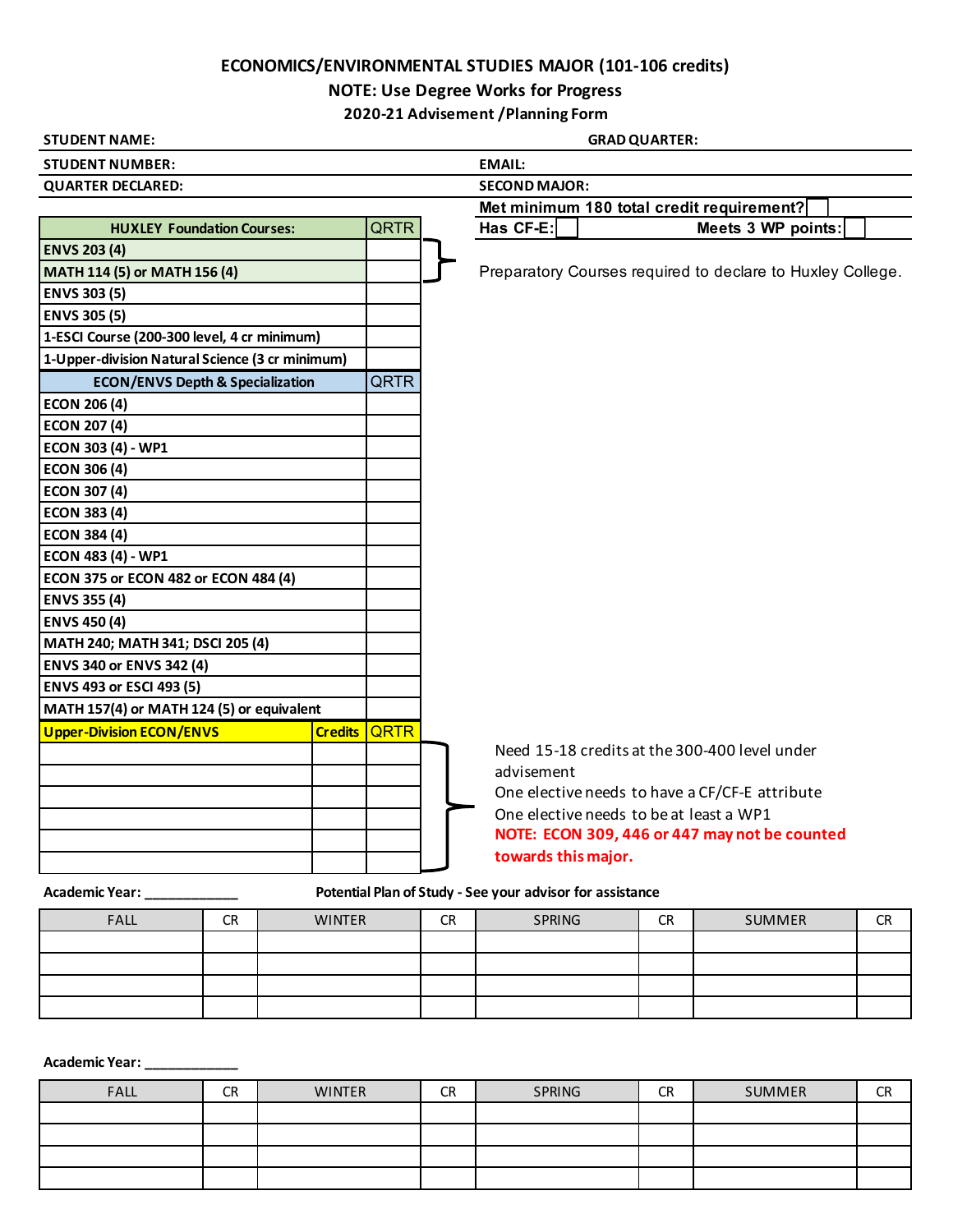# ECONOMICS/ENVIRONMENTAL STUDIES MAJOR (101-106 credits)

**NOTE: Use Degree Works for Progress**

**2020-21 Advisement /Planning Form**

| | |
|---|---|
| **STUDENT NAME:** | **GRAD QUARTER:** |
| **STUDENT NUMBER:** | **EMAIL:** |
| **QUARTER DECLARED:** | **SECOND MAJOR:** |

**Met minimum 180 total credit requirement?**

**Has CF-E:** &nbsp;&nbsp;&nbsp;&nbsp; **Meets 3 WP points:**

| HUXLEY Foundation Courses: | QRTR |
|---|---|
| ENVS 203 (4) | |
| MATH 114 (5) or MATH 156 (4) | |
| ENVS 303 (5) | |
| ENVS 305 (5) | |
| 1-ESCI Course (200-300 level, 4 cr minimum) | |
| 1-Upper-division Natural Science (3 cr minimum) | |

ENVS 203 and MATH 114/156: Preparatory Courses required to declare to Huxley College.

| ECON/ENVS Depth & Specialization | QRTR |
|---|---|
| ECON 206 (4) | |
| ECON 207 (4) | |
| ECON 303 (4) - WP1 | |
| ECON 306 (4) | |
| ECON 307 (4) | |
| ECON 383 (4) | |
| ECON 384 (4) | |
| ECON 483 (4) - WP1 | |
| ECON 375 or ECON 482 or ECON 484 (4) | |
| ENVS 355 (4) | |
| ENVS 450 (4) | |
| MATH 240; MATH 341; DSCI 205 (4) | |
| ENVS 340 or ENVS 342 (4) | |
| ENVS 493 or ESCI 493 (5) | |
| MATH 157(4) or MATH 124 (5) or equivalent | |

| Upper-Division ECON/ENVS | Credits | QRTR |
|---|---|---|
| | | |
| | | |
| | | |
| | | |
| | | |
| | | |

Need 15-18 credits at the 300-400 level under advisement

One elective needs to have a CF/CF-E attribute

One elective needs to be at least a WP1

**NOTE: ECON 309, 446 or 447 may not be counted towards this major.**

**Academic Year:** ____________ &nbsp;&nbsp;&nbsp;&nbsp; **Potential Plan of Study - See your advisor for assistance**

| FALL | CR | WINTER | CR | SPRING | CR | SUMMER | CR |
|---|---|---|---|---|---|---|---|
| | | | | | | | |
| | | | | | | | |
| | | | | | | | |
| | | | | | | | |

**Academic Year:** ____________

| FALL | CR | WINTER | CR | SPRING | CR | SUMMER | CR |
|---|---|---|---|---|---|---|---|
| | | | | | | | |
| | | | | | | | |
| | | | | | | | |
| | | | | | | | |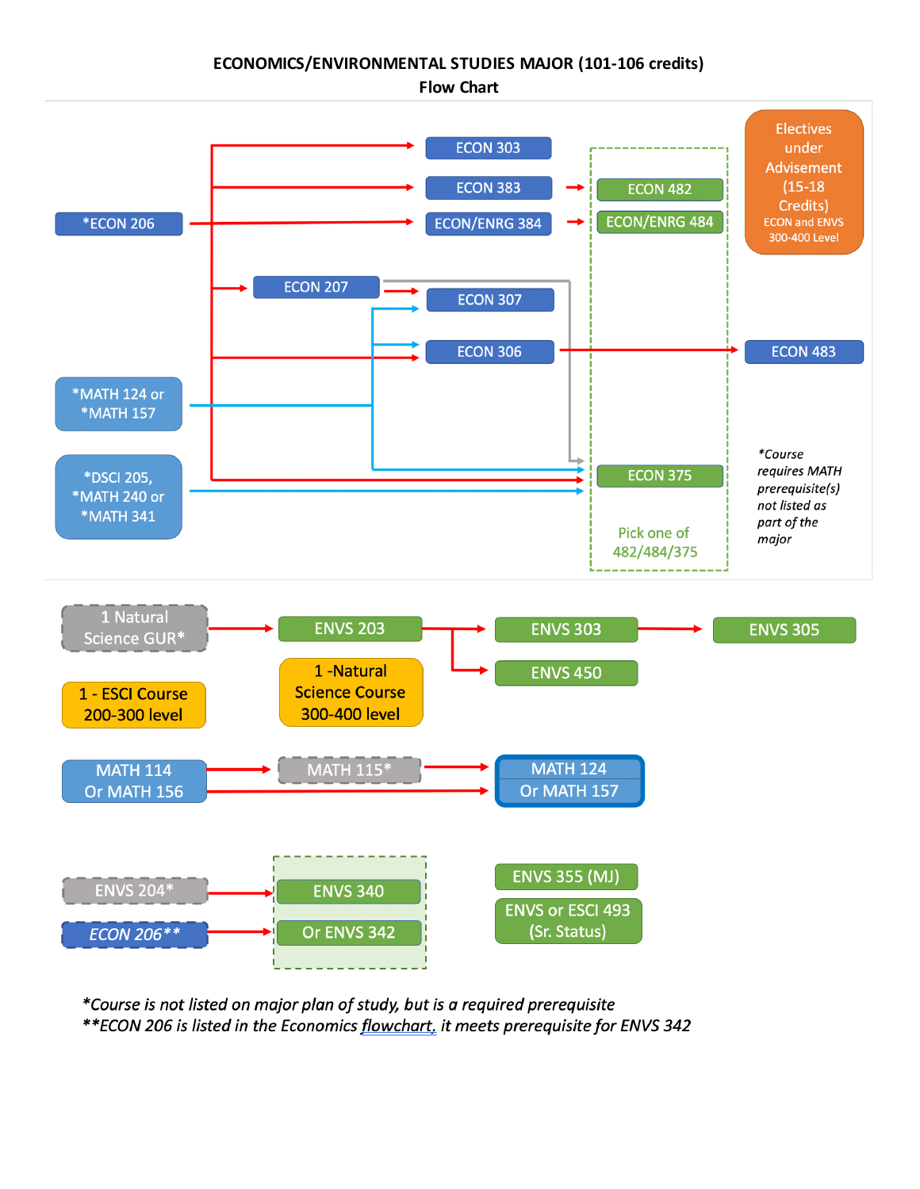# ECONOMICS/ENVIRONMENTAL STUDIES MAJOR (101-106 credits)

## Flow Chart

*ECON 206

ECON 303

ECON 383

ECON/ENRG 384

ECON 482

ECON/ENRG 484

Electives under Advisement (15-18 Credits)
ECON and ENVS 300-400 Level

ECON 207

ECON 307

ECON 306

ECON 483

*MATH 124 or *MATH 157

*DSCI 205, *MATH 240 or *MATH 341

ECON 375

Pick one of 482/484/375

*Course requires MATH prerequisite(s) not listed as part of the major

1 Natural Science GUR*

ENVS 203

ENVS 303

ENVS 305

ENVS 450

1 - ESCI Course 200-300 level

1 -Natural Science Course 300-400 level

MATH 114 Or MATH 156

MATH 115*

MATH 124 Or MATH 157

ENVS 204*

ECON 206**

ENVS 340

Or ENVS 342

ENVS 355 (MJ)

ENVS or ESCI 493 (Sr. Status)

*Course is not listed on major plan of study, but is a required prerequisite

**ECON 206 is listed in the Economics flowchart, it meets prerequisite for ENVS 342